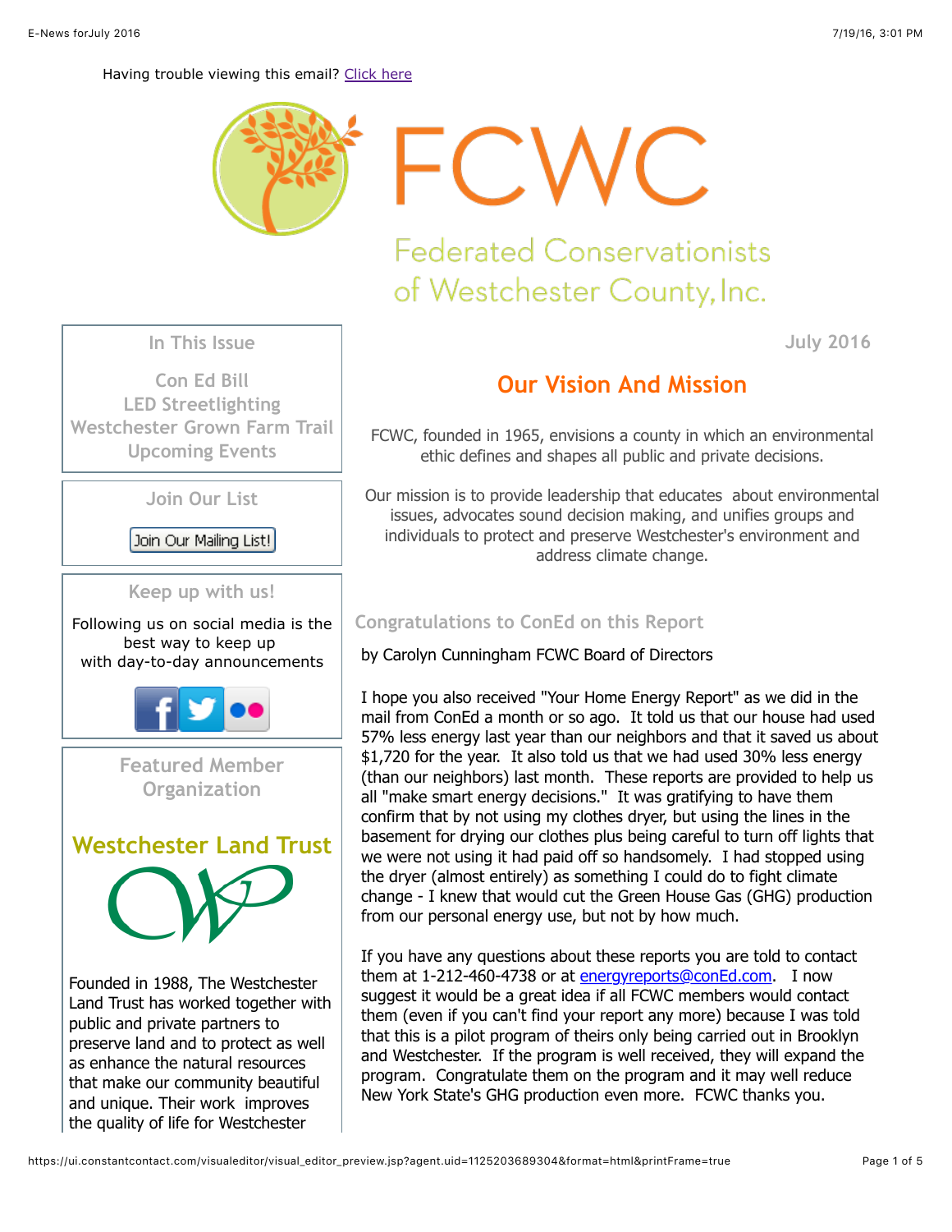Having trouble viewing this email? Click here

# FCWC

Federated Conservationists of Westchester County, Inc.

**In This Issue**

Con Ed Bill
LED Streetlighting
Westchester Grown Farm Trail
Upcoming Events

**Join Our List**

Join Our Mailing List!

**Keep up with us!**

Following us on social media is the best way to keep up with day-to-day announcements

**Featured Member Organization**

## Westchester Land Trust

Founded in 1988, The Westchester Land Trust has worked together with public and private partners to preserve land and to protect as well as enhance the natural resources that make our community beautiful and unique. Their work improves the quality of life for Westchester

July 2016

## Our Vision And Mission

FCWC, founded in 1965, envisions a county in which an environmental ethic defines and shapes all public and private decisions.

Our mission is to provide leadership that educates about environmental issues, advocates sound decision making, and unifies groups and individuals to protect and preserve Westchester's environment and address climate change.

### Congratulations to ConEd on this Report

by Carolyn Cunningham FCWC Board of Directors

I hope you also received "Your Home Energy Report" as we did in the mail from ConEd a month or so ago. It told us that our house had used 57% less energy last year than our neighbors and that it saved us about $1,720 for the year. It also told us that we had used 30% less energy (than our neighbors) last month. These reports are provided to help us all "make smart energy decisions." It was gratifying to have them confirm that by not using my clothes dryer, but using the lines in the basement for drying our clothes plus being careful to turn off lights that we were not using it had paid off so handsomely. I had stopped using the dryer (almost entirely) as something I could do to fight climate change - I knew that would cut the Green House Gas (GHG) production from our personal energy use, but not by how much.

If you have any questions about these reports you are told to contact them at 1-212-460-4738 or at energyreports@conEd.com. I now suggest it would be a great idea if all FCWC members would contact them (even if you can't find your report any more) because I was told that this is a pilot program of theirs only being carried out in Brooklyn and Westchester. If the program is well received, they will expand the program. Congratulate them on the program and it may well reduce New York State's GHG production even more. FCWC thanks you.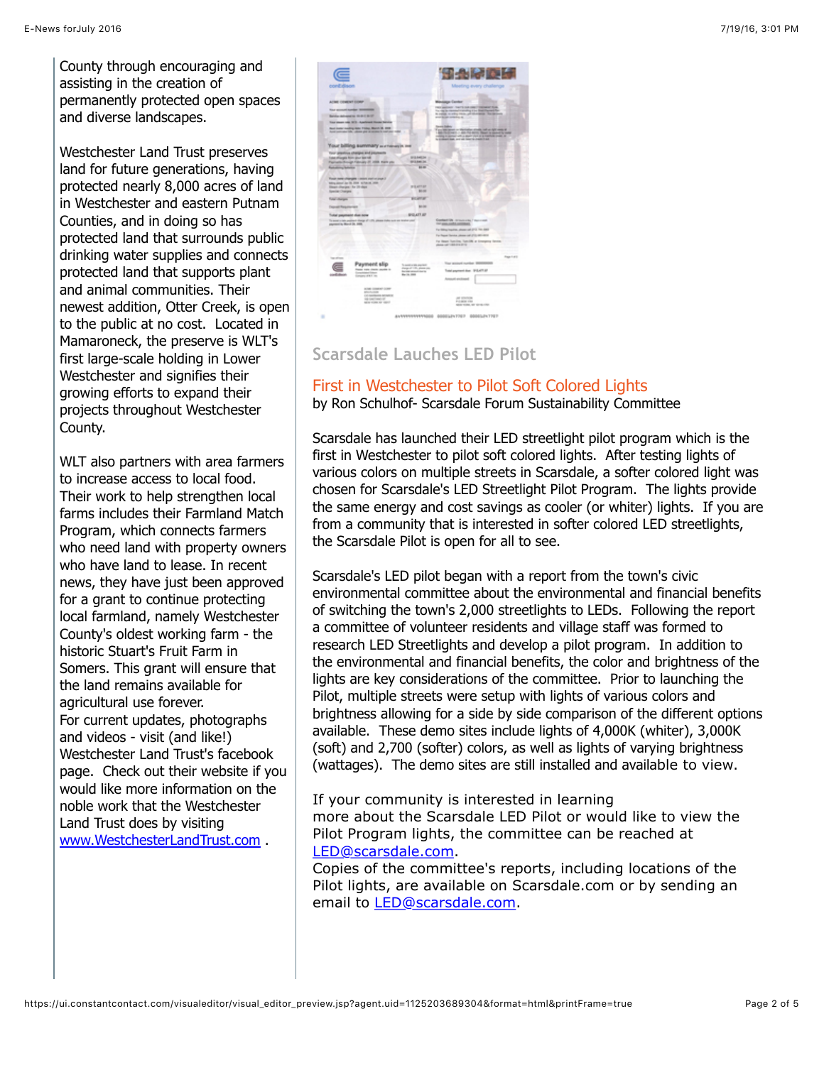County through encouraging and assisting in the creation of permanently protected open spaces and diverse landscapes.

Westchester Land Trust preserves land for future generations, having protected nearly 8,000 acres of land in Westchester and eastern Putnam Counties, and in doing so has protected land that surrounds public drinking water supplies and connects protected land that supports plant and animal communities. Their newest addition, Otter Creek, is open to the public at no cost. Located in Mamaroneck, the preserve is WLT's first large-scale holding in Lower Westchester and signifies their growing efforts to expand their projects throughout Westchester County.

WLT also partners with area farmers to increase access to local food. Their work to help strengthen local farms includes their Farmland Match Program, which connects farmers who need land with property owners who have land to lease. In recent news, they have just been approved for a grant to continue protecting local farmland, namely Westchester County's oldest working farm - the historic Stuart's Fruit Farm in Somers. This grant will ensure that the land remains available for agricultural use forever.
For current updates, photographs and videos - visit (and like!) Westchester Land Trust's facebook page. Check out their website if you would like more information on the noble work that the Westchester Land Trust does by visiting [www.WestchesterLandTrust.com](http://www.WestchesterLandTrust.com) .

## Scarsdale Lauches LED Pilot

### First in Westchester to Pilot Soft Colored Lights

by Ron Schulhof- Scarsdale Forum Sustainability Committee

Scarsdale has launched their LED streetlight pilot program which is the first in Westchester to pilot soft colored lights. After testing lights of various colors on multiple streets in Scarsdale, a softer colored light was chosen for Scarsdale's LED Streetlight Pilot Program. The lights provide the same energy and cost savings as cooler (or whiter) lights. If you are from a community that is interested in softer colored LED streetlights, the Scarsdale Pilot is open for all to see.

Scarsdale's LED pilot began with a report from the town's civic environmental committee about the environmental and financial benefits of switching the town's 2,000 streetlights to LEDs. Following the report a committee of volunteer residents and village staff was formed to research LED Streetlights and develop a pilot program. In addition to the environmental and financial benefits, the color and brightness of the lights are key considerations of the committee. Prior to launching the Pilot, multiple streets were setup with lights of various colors and brightness allowing for a side by side comparison of the different options available. These demo sites include lights of 4,000K (whiter), 3,000K (soft) and 2,700 (softer) colors, as well as lights of varying brightness (wattages). The demo sites are still installed and available to view.

If your community is interested in learning more about the Scarsdale LED Pilot or would like to view the Pilot Program lights, the committee can be reached at [LED@scarsdale.com](mailto:LED@scarsdale.com).
Copies of the committee's reports, including locations of the Pilot lights, are available on Scarsdale.com or by sending an email to [LED@scarsdale.com](mailto:LED@scarsdale.com).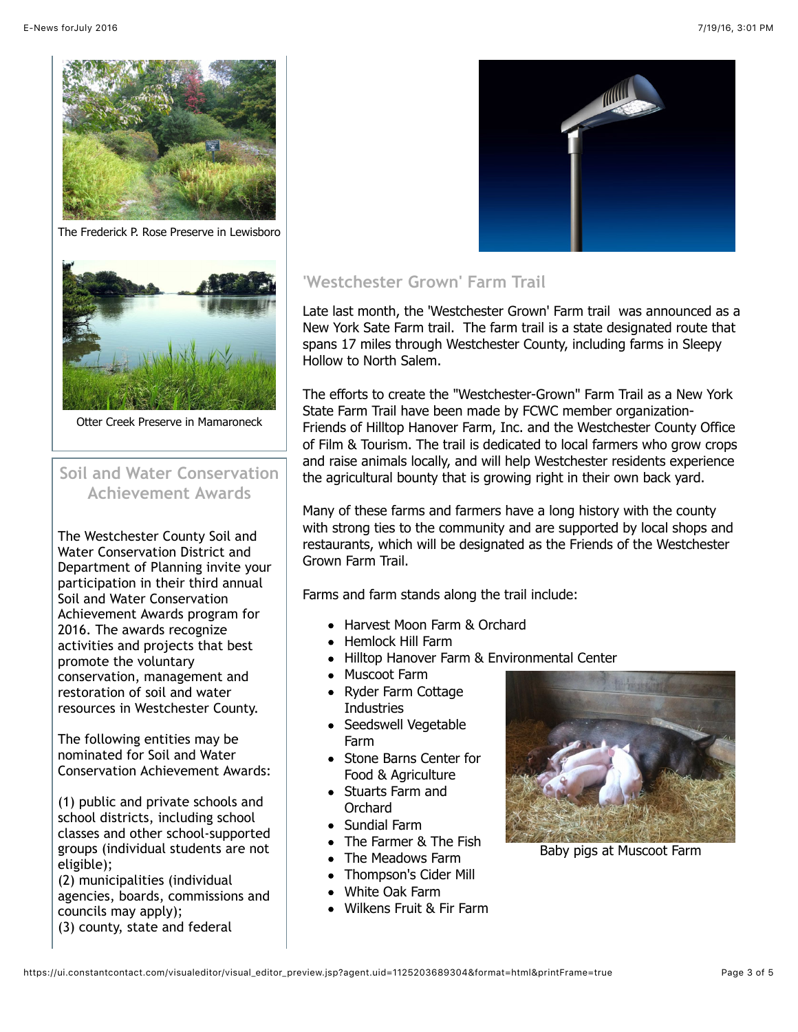The Frederick P. Rose Preserve in Lewisboro

Otter Creek Preserve in Mamaroneck

## Soil and Water Conservation Achievement Awards

The Westchester County Soil and Water Conservation District and Department of Planning invite your participation in their third annual Soil and Water Conservation Achievement Awards program for 2016. The awards recognize activities and projects that best promote the voluntary conservation, management and restoration of soil and water resources in Westchester County.

The following entities may be nominated for Soil and Water Conservation Achievement Awards:

(1) public and private schools and school districts, including school classes and other school-supported groups (individual students are not eligible);
(2) municipalities (individual agencies, boards, commissions and councils may apply);
(3) county, state and federal

## 'Westchester Grown' Farm Trail

Late last month, the 'Westchester Grown' Farm trail was announced as a New York Sate Farm trail. The farm trail is a state designated route that spans 17 miles through Westchester County, including farms in Sleepy Hollow to North Salem.

The efforts to create the "Westchester-Grown" Farm Trail as a New York State Farm Trail have been made by FCWC member organization- Friends of Hilltop Hanover Farm, Inc. and the Westchester County Office of Film & Tourism. The trail is dedicated to local farmers who grow crops and raise animals locally, and will help Westchester residents experience the agricultural bounty that is growing right in their own back yard.

Many of these farms and farmers have a long history with the county with strong ties to the community and are supported by local shops and restaurants, which will be designated as the Friends of the Westchester Grown Farm Trail.

Farms and farm stands along the trail include:

- Harvest Moon Farm & Orchard
- Hemlock Hill Farm
- Hilltop Hanover Farm & Environmental Center
- Muscoot Farm
- Ryder Farm Cottage Industries
- Seedswell Vegetable Farm
- Stone Barns Center for Food & Agriculture
- Stuarts Farm and Orchard
- Sundial Farm
- The Farmer & The Fish
- The Meadows Farm
- Thompson's Cider Mill
- White Oak Farm
- Wilkens Fruit & Fir Farm

Baby pigs at Muscoot Farm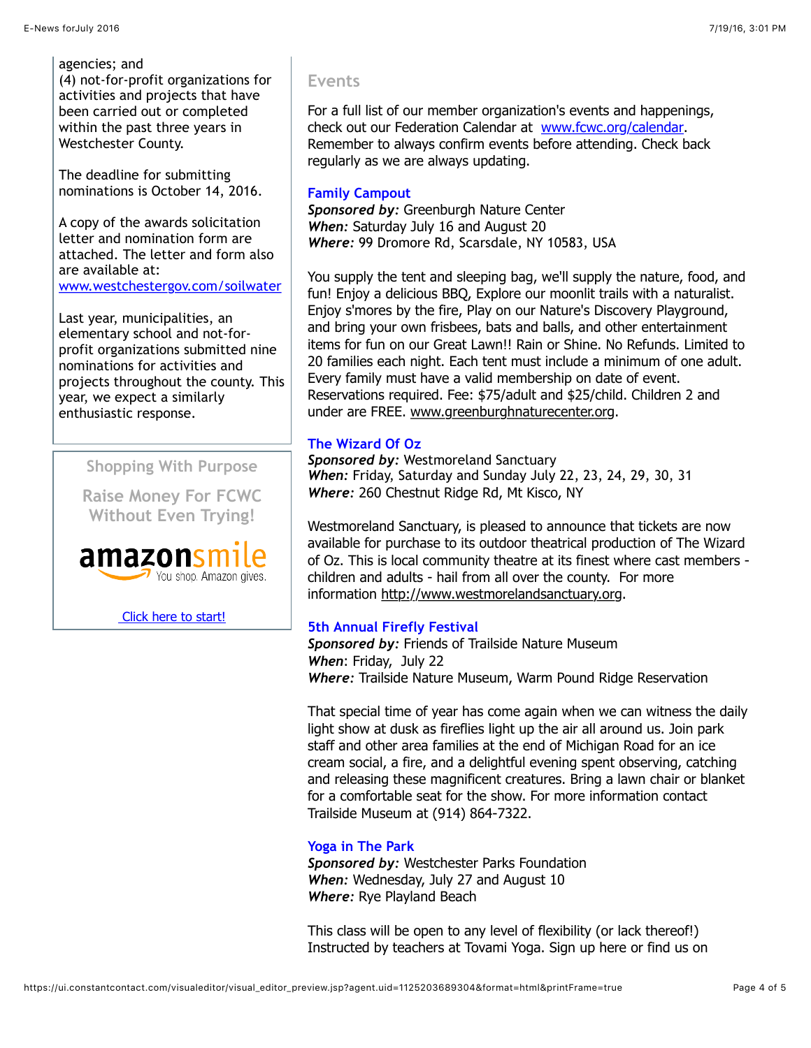agencies; and
(4) not-for-profit organizations for activities and projects that have been carried out or completed within the past three years in Westchester County.

The deadline for submitting nominations is October 14, 2016.

A copy of the awards solicitation letter and nomination form are attached. The letter and form also are available at: www.westchestergov.com/soilwater

Last year, municipalities, an elementary school and not-for-profit organizations submitted nine nominations for activities and projects throughout the county. This year, we expect a similarly enthusiastic response.

### Shopping With Purpose

### Raise Money For FCWC Without Even Trying!

amazonsmile
You shop. Amazon gives.

Click here to start!

## Events

For a full list of our member organization's events and happenings, check out our Federation Calendar at www.fcwc.org/calendar. Remember to always confirm events before attending. Check back regularly as we are always updating.

### Family Campout

***Sponsored by:*** Greenburgh Nature Center
***When:*** Saturday July 16 and August 20
***Where:*** 99 Dromore Rd, Scarsdale, NY 10583, USA

You supply the tent and sleeping bag, we'll supply the nature, food, and fun! Enjoy a delicious BBQ, Explore our moonlit trails with a naturalist. Enjoy s'mores by the fire, Play on our Nature's Discovery Playground, and bring your own frisbees, bats and balls, and other entertainment items for fun on our Great Lawn!! Rain or Shine. No Refunds. Limited to 20 families each night. Each tent must include a minimum of one adult. Every family must have a valid membership on date of event. Reservations required. Fee: $75/adult and $25/child. Children 2 and under are FREE. www.greenburghnaturecenter.org.

### The Wizard Of Oz

***Sponsored by:*** Westmoreland Sanctuary
***When:*** Friday, Saturday and Sunday July 22, 23, 24, 29, 30, 31
***Where:*** 260 Chestnut Ridge Rd, Mt Kisco, NY

Westmoreland Sanctuary, is pleased to announce that tickets are now available for purchase to its outdoor theatrical production of The Wizard of Oz. This is local community theatre at its finest where cast members - children and adults - hail from all over the county. For more information http://www.westmorelandsanctuary.org.

### 5th Annual Firefly Festival

***Sponsored by:*** Friends of Trailside Nature Museum
***When***: Friday, July 22
***Where:*** Trailside Nature Museum, Warm Pound Ridge Reservation

That special time of year has come again when we can witness the daily light show at dusk as fireflies light up the air all around us. Join park staff and other area families at the end of Michigan Road for an ice cream social, a fire, and a delightful evening spent observing, catching and releasing these magnificent creatures. Bring a lawn chair or blanket for a comfortable seat for the show. For more information contact Trailside Museum at (914) 864-7322.

### Yoga in The Park

***Sponsored by:*** Westchester Parks Foundation
***When:*** Wednesday, July 27 and August 10
***Where:*** Rye Playland Beach

This class will be open to any level of flexibility (or lack thereof!) Instructed by teachers at Tovami Yoga. Sign up here or find us on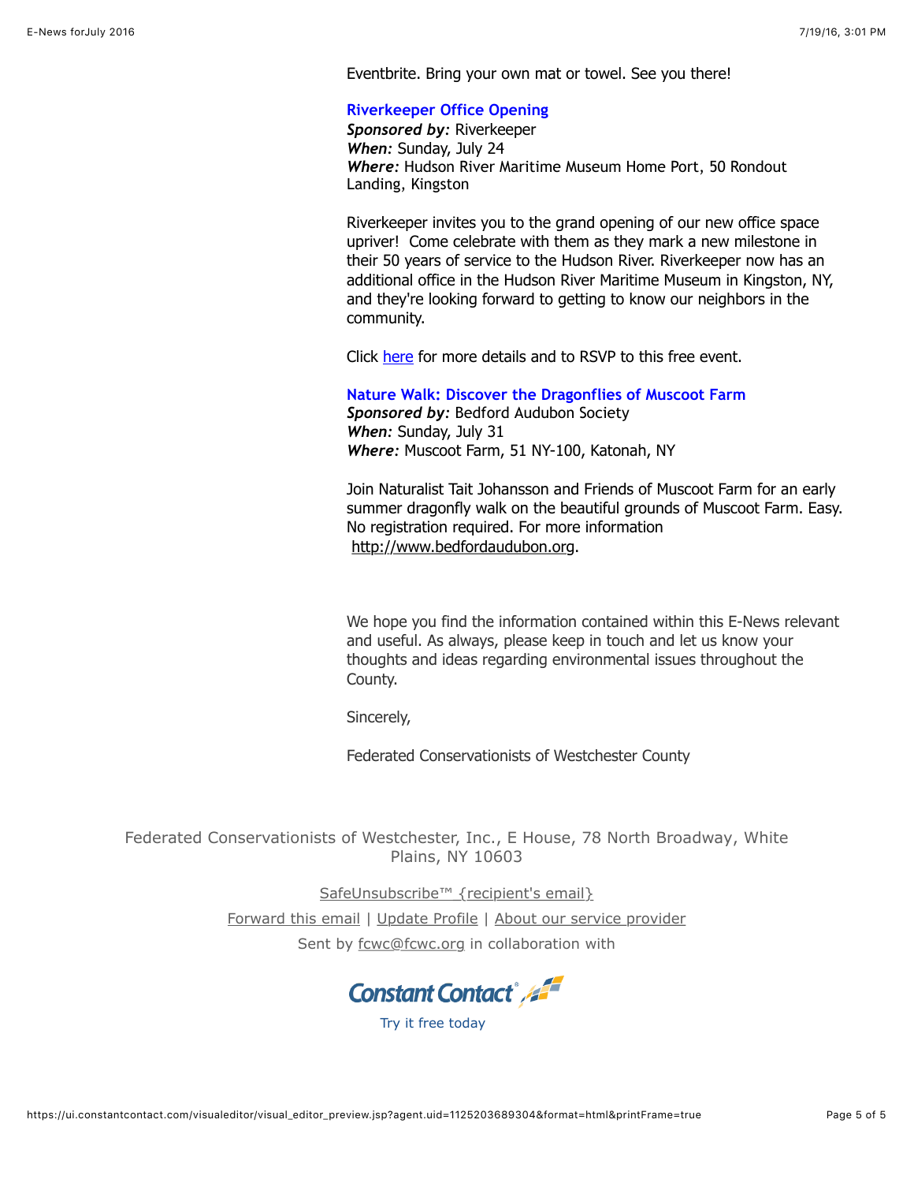Eventbrite. Bring your own mat or towel. See you there!

**Riverkeeper Office Opening**
***Sponsored by:*** Riverkeeper
***When:*** Sunday, July 24
***Where:*** Hudson River Maritime Museum Home Port, 50 Rondout Landing, Kingston

Riverkeeper invites you to the grand opening of our new office space upriver! Come celebrate with them as they mark a new milestone in their 50 years of service to the Hudson River. Riverkeeper now has an additional office in the Hudson River Maritime Museum in Kingston, NY, and they're looking forward to getting to know our neighbors in the community.

Click here for more details and to RSVP to this free event.

**Nature Walk: Discover the Dragonflies of Muscoot Farm**
***Sponsored by:*** Bedford Audubon Society
***When:*** Sunday, July 31
***Where:*** Muscoot Farm, 51 NY-100, Katonah, NY

Join Naturalist Tait Johansson and Friends of Muscoot Farm for an early summer dragonfly walk on the beautiful grounds of Muscoot Farm. Easy. No registration required. For more information http://www.bedfordaudubon.org.

We hope you find the information contained within this E-News relevant and useful. As always, please keep in touch and let us know your thoughts and ideas regarding environmental issues throughout the County.

Sincerely,

Federated Conservationists of Westchester County

Federated Conservationists of Westchester, Inc., E House, 78 North Broadway, White Plains, NY 10603

SafeUnsubscribe™ {recipient's email}

Forward this email | Update Profile | About our service provider

Sent by fcwc@fcwc.org in collaboration with

Constant Contact®

Try it free today